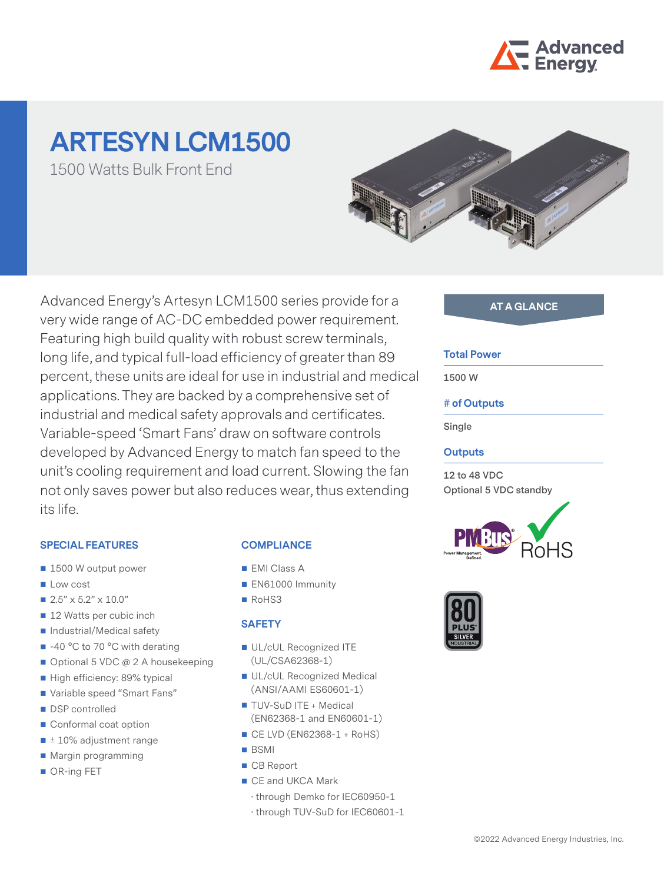# ARTESYN LCM1500

1500 Watts Bulk Front End

Advanced Energy's Artesyn LCM1500 series provide for a very wide range of AC-DC embedded power requirement. Featuring high build quality with robust screw terminals, long life, and typical full-load efficiency of greater than 89 percent, these units are ideal for use in industrial and medical applications. They are backed by a comprehensive set of industrial and medical safety approvals and certificates. Variable-speed 'Smart Fans' draw on software controls developed by Advanced Energy to match fan speed to the unit's cooling requirement and load current. Slowing the fan not only saves power but also reduces wear, thus extending its life.

## AT A GLANCE

**Total Power**

1500 W

**# of Outputs**

Single

**Outputs**

12 to 48 VDC
Optional 5 VDC standby

## SPECIAL FEATURES

- 1500 W output power
- Low cost
- 2.5" x 5.2" x 10.0"
- 12 Watts per cubic inch
- Industrial/Medical safety
- -40 °C to 70 °C with derating
- Optional 5 VDC @ 2 A housekeeping
- High efficiency: 89% typical
- Variable speed "Smart Fans"
- DSP controlled
- Conformal coat option
- ± 10% adjustment range
- Margin programming
- OR-ing FET

## COMPLIANCE

- EMI Class A
- EN61000 Immunity
- RoHS3

## SAFETY

- UL/cUL Recognized ITE (UL/CSA62368-1)
- UL/cUL Recognized Medical (ANSI/AAMI ES60601-1)
- TUV-SuD ITE + Medical (EN62368-1 and EN60601-1)
- CE LVD (EN62368-1 + RoHS)
- BSMI
- CB Report
- CE and UKCA Mark
  - · through Demko for IEC60950-1
  - · through TUV-SuD for IEC60601-1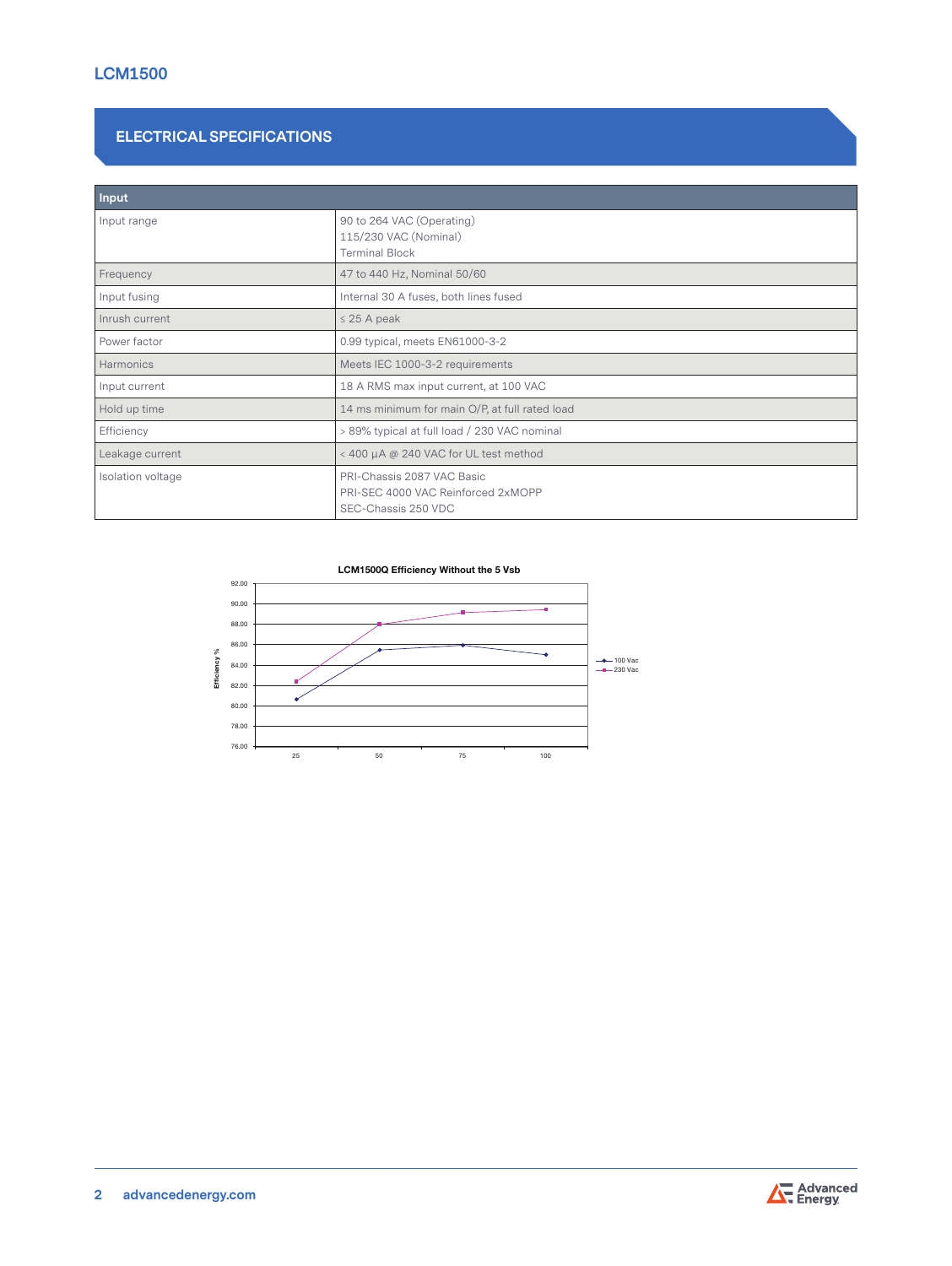## ELECTRICAL SPECIFICATIONS

| Input | |
|---|---|
| Input range | 90 to 264 VAC (Operating)<br>115/230 VAC (Nominal)<br>Terminal Block |
| Frequency | 47 to 440 Hz, Nominal 50/60 |
| Input fusing | Internal 30 A fuses, both lines fused |
| Inrush current | ≤ 25 A peak |
| Power factor | 0.99 typical, meets EN61000-3-2 |
| Harmonics | Meets IEC 1000-3-2 requirements |
| Input current | 18 A RMS max input current, at 100 VAC |
| Hold up time | 14 ms minimum for main O/P, at full rated load |
| Efficiency | > 89% typical at full load / 230 VAC nominal |
| Leakage current | < 400 µA @ 240 VAC for UL test method |
| Isolation voltage | PRI-Chassis 2087 VAC Basic<br>PRI-SEC 4000 VAC Reinforced 2xMOPP<br>SEC-Chassis 250 VDC |

**LCM1500Q Efficiency Without the 5 Vsb**

Efficiency %: 76.00, 78.00, 80.00, 82.00, 84.00, 86.00, 88.00, 90.00, 92.00

Load: 25, 50, 75, 100

Legend: 100 Vac, 230 Vac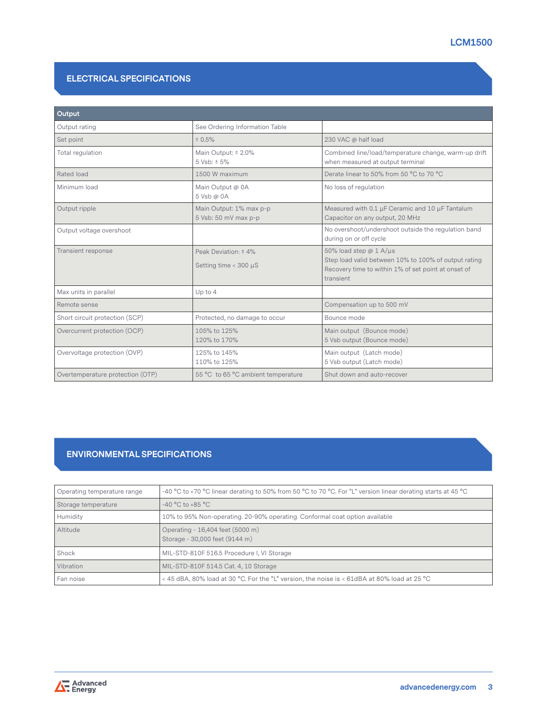## ELECTRICAL SPECIFICATIONS

| Output | | |
|---|---|---|
| Output rating | See Ordering Information Table | |
| Set point | ± 0.5% | 230 VAC @ half load |
| Total regulation | Main Output: ± 2.0%<br>5 Vsb: ± 5% | Combined line/load/temperature change, warm-up drift when measured at output terminal |
| Rated load | 1500 W maximum | Derate linear to 50% from 50 °C to 70 °C |
| Minimum load | Main Output @ 0A<br>5 Vsb @ 0A | No loss of regulation |
| Output ripple | Main Output: 1% max p-p<br>5 Vsb: 50 mV max p-p | Measured with 0.1 µF Ceramic and 10 µF Tantalum Capacitor on any output, 20 MHz |
| Output voltage overshoot | | No overshoot/undershoot outside the regulation band during on or off cycle |
| Transient response | Peak Deviation: ± 4%<br>Setting time < 300 µS | 50% load step @ 1 A/µs<br>Step load valid between 10% to 100% of output rating<br>Recovery time to within 1% of set point at onset of transient |
| Max units in parallel | Up to 4 | |
| Remote sense | | Compensation up to 500 mV |
| Short circuit protection (SCP) | Protected, no damage to occur | Bounce mode |
| Overcurrent protection (OCP) | 105% to 125%<br>120% to 170% | Main output (Bounce mode)<br>5 Vsb output (Bounce mode) |
| Overvoltage protection (OVP) | 125% to 145%<br>110% to 125% | Main output (Latch mode)<br>5 Vsb output (Latch mode) |
| Overtemperature protection (OTP) | 55 °C to 65 °C ambient temperature | Shut down and auto-recover |

## ENVIRONMENTAL SPECIFICATIONS

| | |
|---|---|
| Operating temperature range | -40 °C to +70 °C linear derating to 50% from 50 °C to 70 °C. For "L" version linear derating starts at 45 °C |
| Storage temperature | -40 °C to +85 °C |
| Humidity | 10% to 95% Non-operating. 20-90% operating. Conformal coat option available |
| Altitude | Operating - 16,404 feet (5000 m)<br>Storage - 30,000 feet (9144 m) |
| Shock | MIL-STD-810F 516.5 Procedure I, VI Storage |
| Vibration | MIL-STD-810F 514.5 Cat. 4, 10 Storage |
| Fan noise | < 45 dBA, 80% load at 30 °C. For the "L" version, the noise is < 61dBA at 80% load at 25 °C |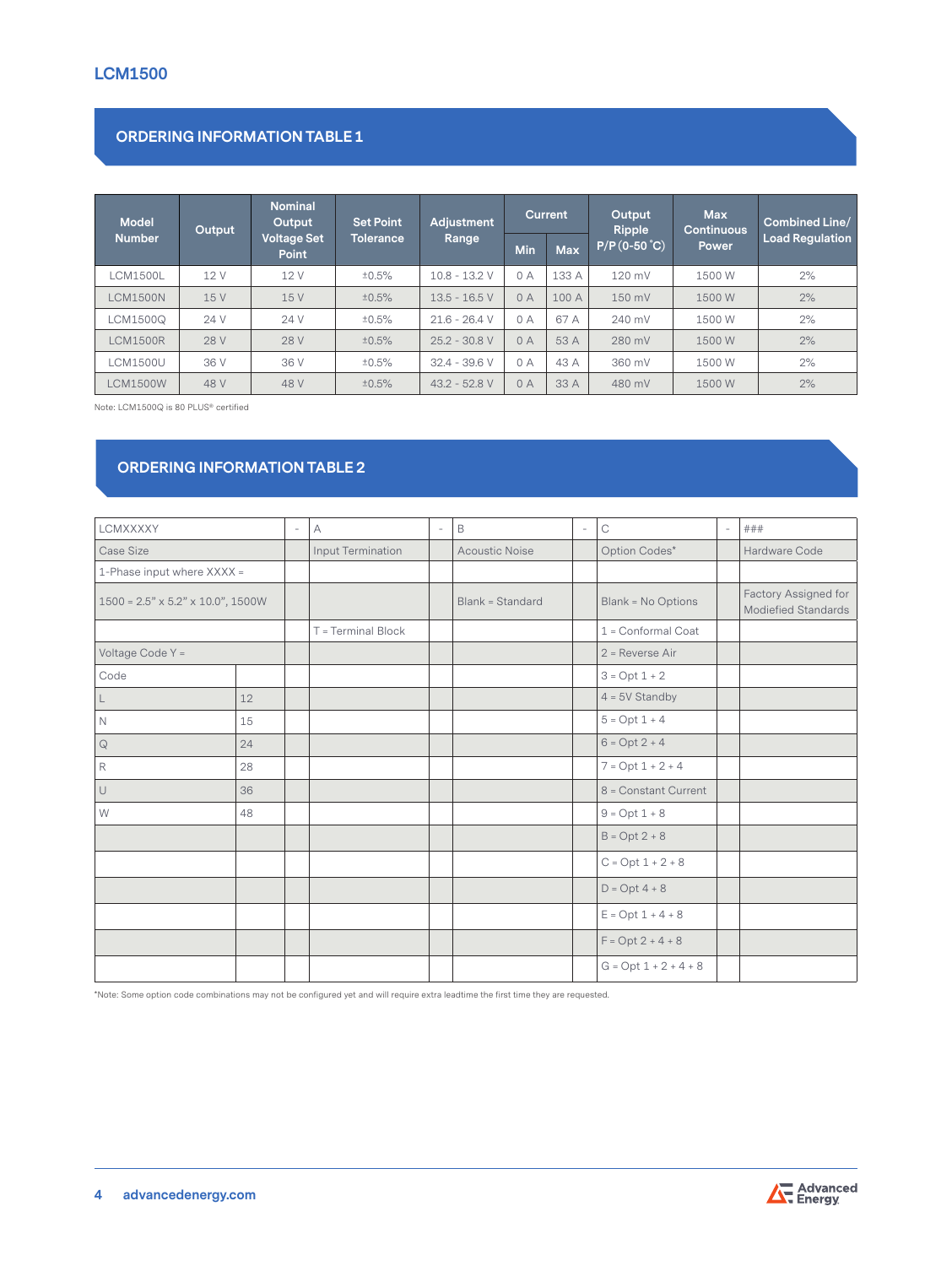# LCM1500

## ORDERING INFORMATION TABLE 1

| Model Number | Output | Nominal Output Voltage Set Point | Set Point Tolerance | Adjustment Range | Current | | Output Ripple P/P (0-50 °C) | Max Continuous Power | Combined Line/ Load Regulation |
|---|---|---|---|---|---|---|---|---|---|
| | | | | | Min | Max | | | |
| LCM1500L | 12 V | 12 V | ±0.5% | 10.8 - 13.2 V | 0 A | 133 A | 120 mV | 1500 W | 2% |
| LCM1500N | 15 V | 15 V | ±0.5% | 13.5 - 16.5 V | 0 A | 100 A | 150 mV | 1500 W | 2% |
| LCM1500Q | 24 V | 24 V | ±0.5% | 21.6 - 26.4 V | 0 A | 67 A | 240 mV | 1500 W | 2% |
| LCM1500R | 28 V | 28 V | ±0.5% | 25.2 - 30.8 V | 0 A | 53 A | 280 mV | 1500 W | 2% |
| LCM1500U | 36 V | 36 V | ±0.5% | 32.4 - 39.6 V | 0 A | 43 A | 360 mV | 1500 W | 2% |
| LCM1500W | 48 V | 48 V | ±0.5% | 43.2 - 52.8 V | 0 A | 33 A | 480 mV | 1500 W | 2% |

Note: LCM1500Q is 80 PLUS® certified

## ORDERING INFORMATION TABLE 2

| LCMXXXXY | | - | A | - | B | - | C | - | ### |
|---|---|---|---|---|---|---|---|---|---|
| Case Size | | | Input Termination | | Acoustic Noise | | Option Codes* | | Hardware Code |
| 1-Phase input where XXXX = | | | | | | | | | |
| 1500 = 2.5" x 5.2" x 10.0", 1500W | | | | | Blank = Standard | | Blank = No Options | | Factory Assigned for Modiefied Standards |
| | | | T = Terminal Block | | | | 1 = Conformal Coat | | |
| Voltage Code Y = | | | | | | | 2 = Reverse Air | | |
| Code | | | | | | | 3 = Opt 1 + 2 | | |
| L | 12 | | | | | | 4 = 5V Standby | | |
| N | 15 | | | | | | 5 = Opt 1 + 4 | | |
| Q | 24 | | | | | | 6 = Opt 2 + 4 | | |
| R | 28 | | | | | | 7 = Opt 1 + 2 + 4 | | |
| U | 36 | | | | | | 8 = Constant Current | | |
| W | 48 | | | | | | 9 = Opt 1 + 8 | | |
| | | | | | | | B = Opt 2 + 8 | | |
| | | | | | | | C = Opt 1 + 2 + 8 | | |
| | | | | | | | D = Opt 4 + 8 | | |
| | | | | | | | E = Opt 1 + 4 + 8 | | |
| | | | | | | | F = Opt 2 + 4 + 8 | | |
| | | | | | | | G = Opt 1 + 2 + 4 + 8 | | |

*Note: Some option code combinations may not be configured yet and will require extra leadtime the first time they are requested.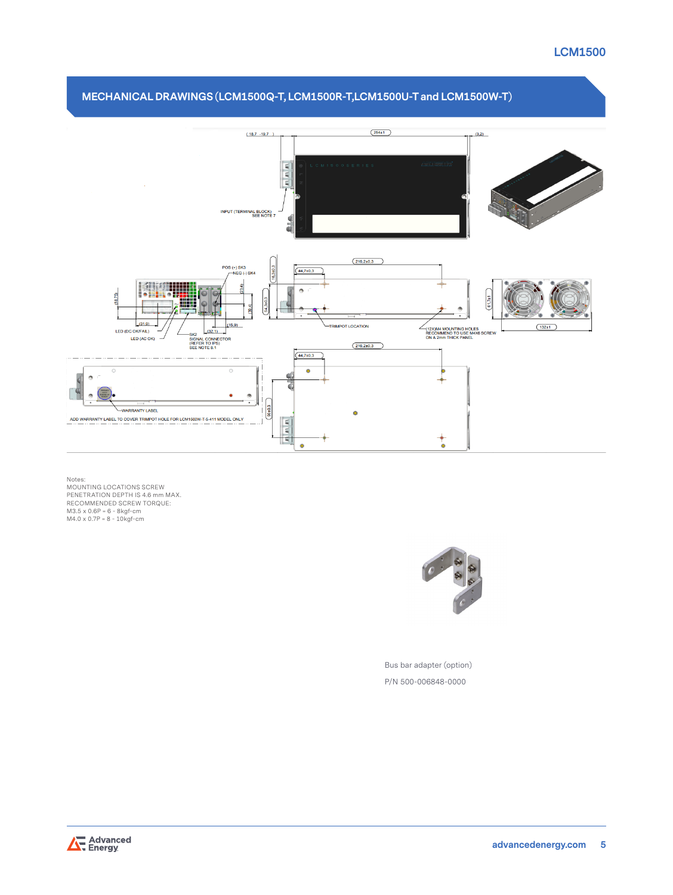## MECHANICAL DRAWINGS (LCM1500Q-T, LCM1500R-T,LCM1500U-T and LCM1500W-T)

Notes:
MOUNTING LOCATIONS SCREW
PENETRATION DEPTH IS 4.6 mm MAX.
RECOMMENDED SCREW TORQUE:
M3.5 x 0.6P = 6 - 8kgf-cm
M4.0 x 0.7P = 8 - 10kgf-cm

Bus bar adapter (option)

P/N 500-006848-0000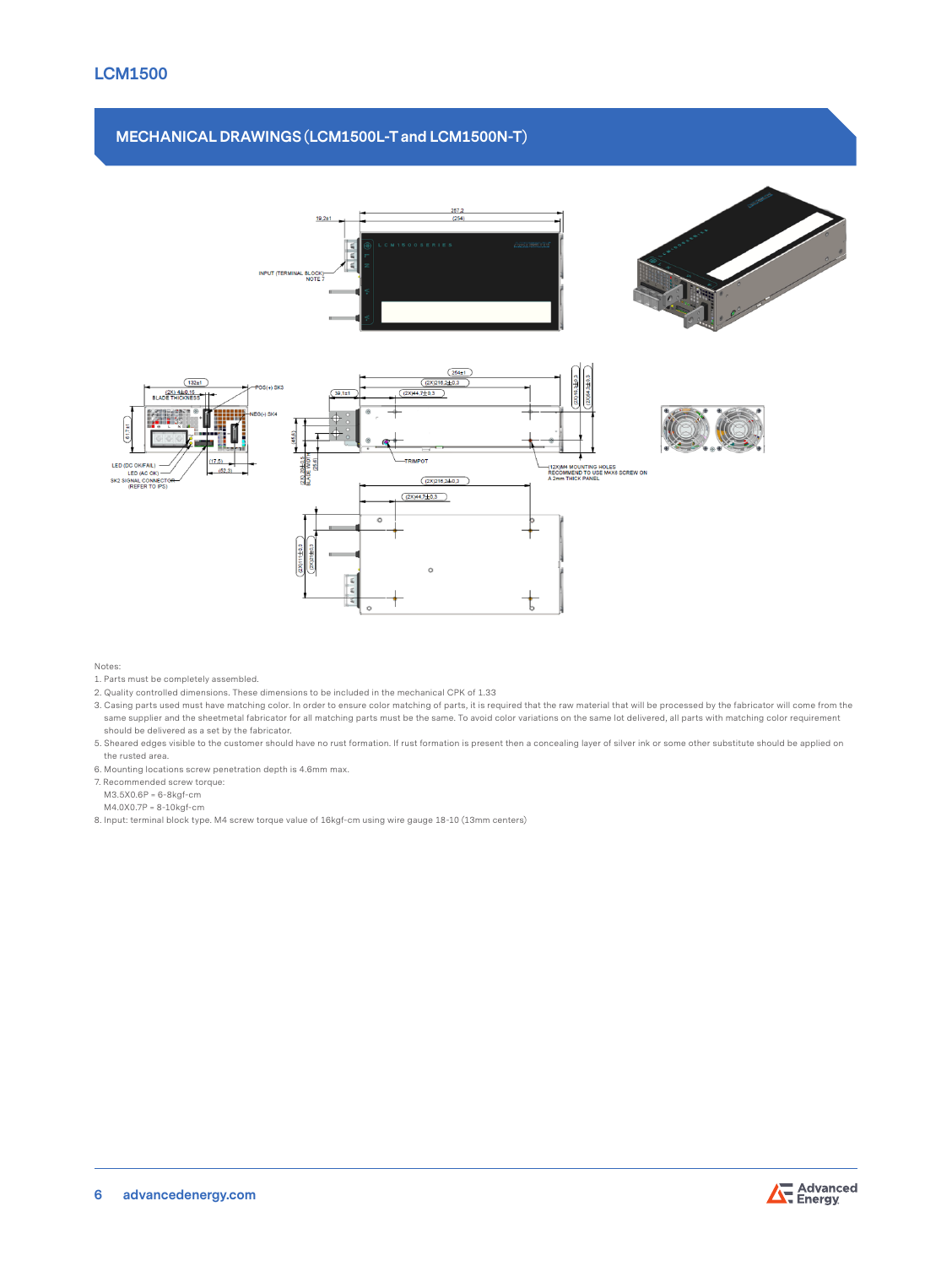## MECHANICAL DRAWINGS (LCM1500L-T and LCM1500N-T)

Notes:

1. Parts must be completely assembled.
2. Quality controlled dimensions. These dimensions to be included in the mechanical CPK of 1.33
3. Casing parts used must have matching color. In order to ensure color matching of parts, it is required that the raw material that will be processed by the fabricator will come from the same supplier and the sheetmetal fabricator for all matching parts must be the same. To avoid color variations on the same lot delivered, all parts with matching color requirement should be delivered as a set by the fabricator.
5. Sheared edges visible to the customer should have no rust formation. If rust formation is present then a concealing layer of silver ink or some other substitute should be applied on the rusted area.
6. Mounting locations screw penetration depth is 4.6mm max.
7. Recommended screw torque:
   M3.5X0.6P = 6-8kgf-cm
   M4.0X0.7P = 8-10kgf-cm
8. Input: terminal block type. M4 screw torque value of 16kgf-cm using wire gauge 18-10 (13mm centers)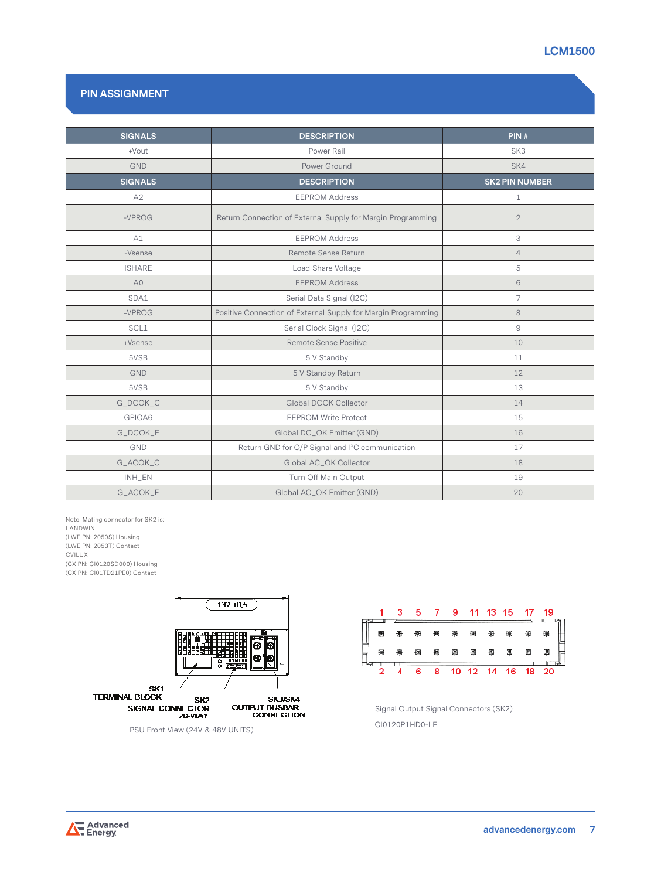## PIN ASSIGNMENT

| SIGNALS | DESCRIPTION | PIN # |
|---|---|---|
| +Vout | Power Rail | SK3 |
| GND | Power Ground | SK4 |
| **SIGNALS** | **DESCRIPTION** | **SK2 PIN NUMBER** |
| A2 | EEPROM Address | 1 |
| -VPROG | Return Connection of External Supply for Margin Programming | 2 |
| A1 | EEPROM Address | 3 |
| -Vsense | Remote Sense Return | 4 |
| ISHARE | Load Share Voltage | 5 |
| A0 | EEPROM Address | 6 |
| SDA1 | Serial Data Signal (I2C) | 7 |
| +VPROG | Positive Connection of External Supply for Margin Programming | 8 |
| SCL1 | Serial Clock Signal (I2C) | 9 |
| +Vsense | Remote Sense Positive | 10 |
| 5VSB | 5 V Standby | 11 |
| GND | 5 V Standby Return | 12 |
| 5VSB | 5 V Standby | 13 |
| G_DCOK_C | Global DCOK Collector | 14 |
| GPIOA6 | EEPROM Write Protect | 15 |
| G_DCOK_E | Global DC_OK Emitter (GND) | 16 |
| GND | Return GND for O/P Signal and I²C communication | 17 |
| G_ACOK_C | Global AC_OK Collector | 18 |
| INH_EN | Turn Off Main Output | 19 |
| G_ACOK_E | Global AC_OK Emitter (GND) | 20 |

Note: Mating connector for SK2 is:
LANDWIN
(LWE PN: 2050S) Housing
(LWE PN: 2053T) Contact
CVILUX
(CX PN: CI0120SD000) Housing
(CX PN: CI01TD21PE0) Contact

132 ±0,5

SK1 TERMINAL BLOCK

SK2 SIGNAL CONNECTOR 20-WAY

SK3/SK4 OUTPUT BUSBAR CONNECTION

PSU Front View (24V & 48V UNITS)

1 3 5 7 9 11 13 15 17 19

2 4 6 8 10 12 14 16 18 20

Signal Output Signal Connectors (SK2)

CI0120P1HD0-LF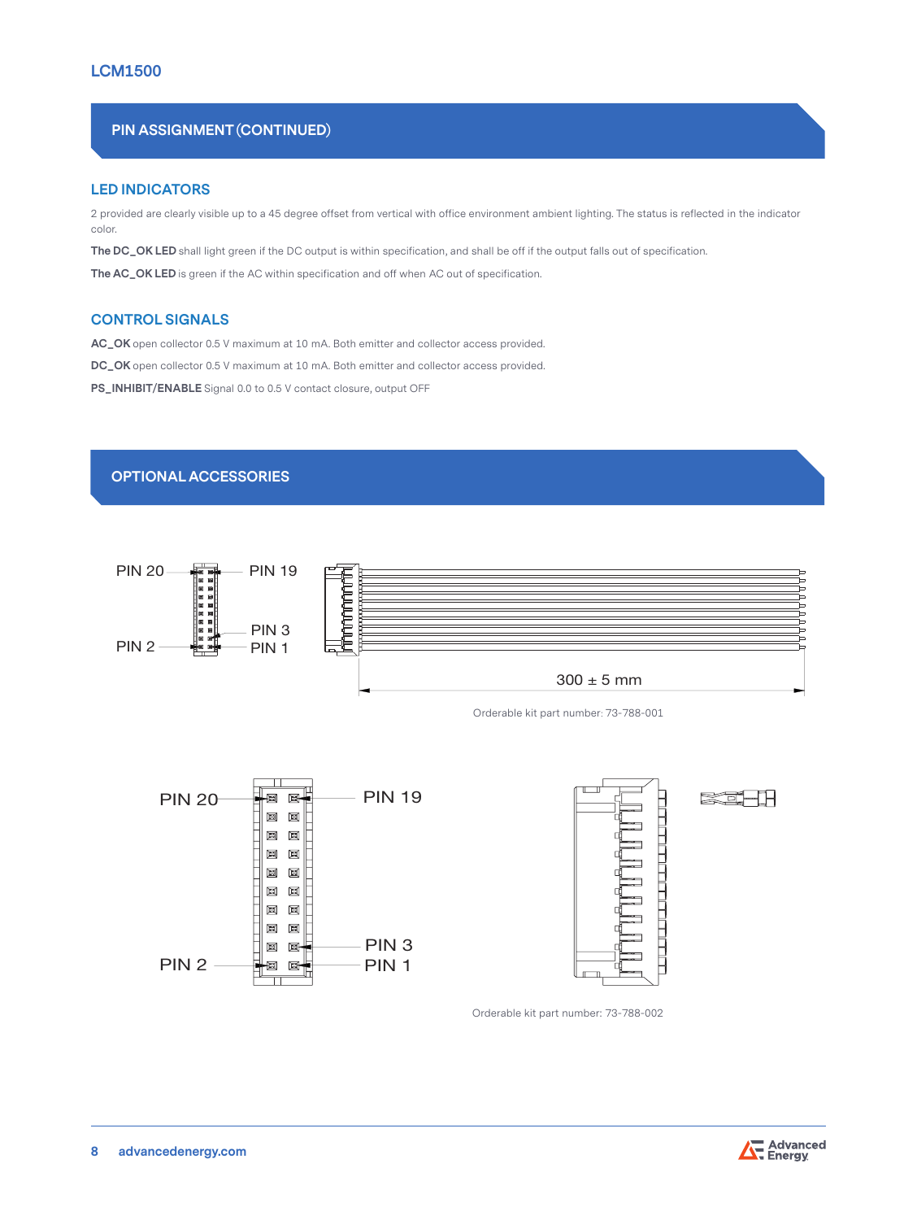## PIN ASSIGNMENT (CONTINUED)

### LED INDICATORS

2 provided are clearly visible up to a 45 degree offset from vertical with office environment ambient lighting. The status is reflected in the indicator color.

**The DC_OK LED** shall light green if the DC output is within specification, and shall be off if the output falls out of specification.

**The AC_OK LED** is green if the AC within specification and off when AC out of specification.

### CONTROL SIGNALS

**AC_OK** open collector 0.5 V maximum at 10 mA. Both emitter and collector access provided.

**DC_OK** open collector 0.5 V maximum at 10 mA. Both emitter and collector access provided.

**PS_INHIBIT/ENABLE** Signal 0.0 to 0.5 V contact closure, output OFF

## OPTIONAL ACCESSORIES

PIN 20 PIN 19

PIN 2 PIN 3 PIN 1

300 ± 5 mm

Orderable kit part number: 73-788-001

PIN 20 PIN 19

PIN 2 PIN 3 PIN 1

Orderable kit part number: 73-788-002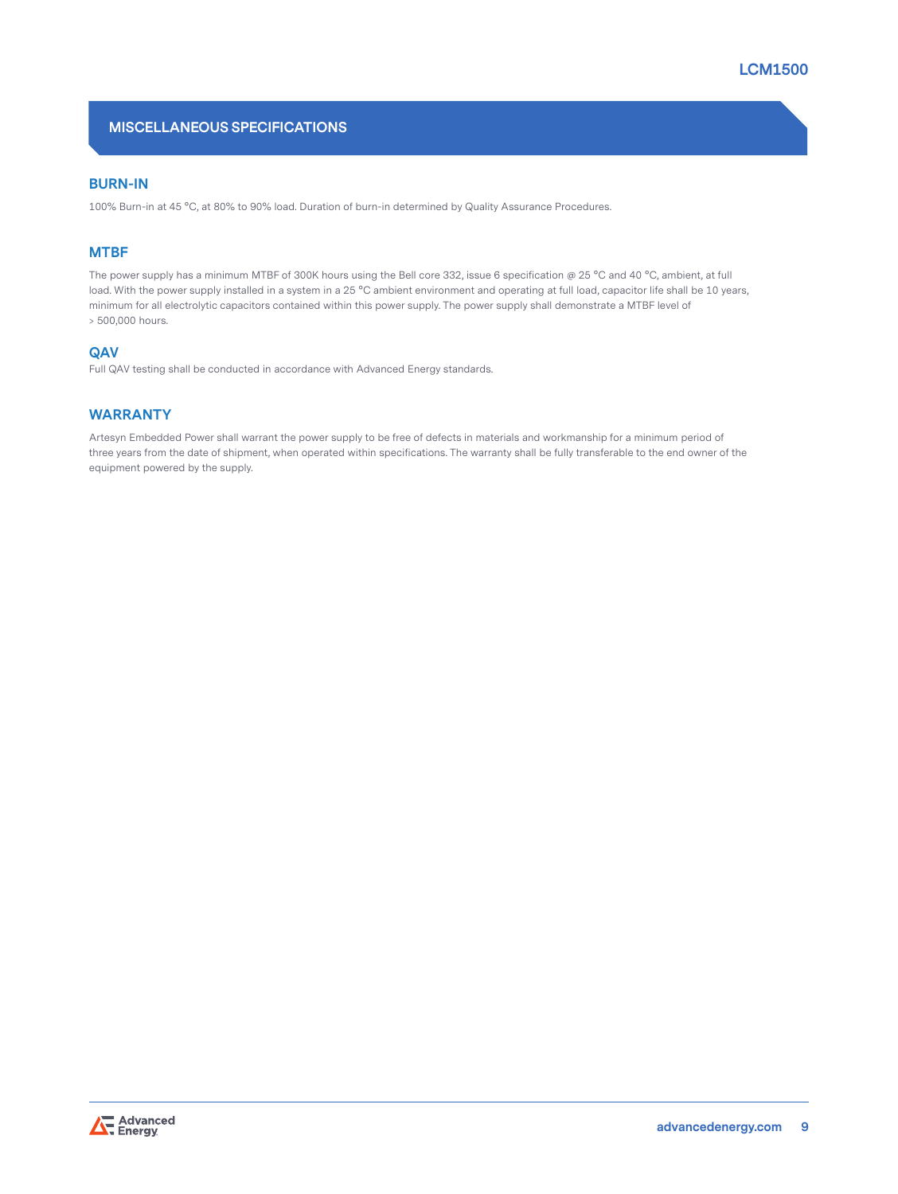## MISCELLANEOUS SPECIFICATIONS

### BURN-IN

100% Burn-in at 45 °C, at 80% to 90% load. Duration of burn-in determined by Quality Assurance Procedures.

### MTBF

The power supply has a minimum MTBF of 300K hours using the Bell core 332, issue 6 specification @ 25 °C and 40 °C, ambient, at full load. With the power supply installed in a system in a 25 °C ambient environment and operating at full load, capacitor life shall be 10 years, minimum for all electrolytic capacitors contained within this power supply. The power supply shall demonstrate a MTBF level of > 500,000 hours.

### QAV

Full QAV testing shall be conducted in accordance with Advanced Energy standards.

### WARRANTY

Artesyn Embedded Power shall warrant the power supply to be free of defects in materials and workmanship for a minimum period of three years from the date of shipment, when operated within specifications. The warranty shall be fully transferable to the end owner of the equipment powered by the supply.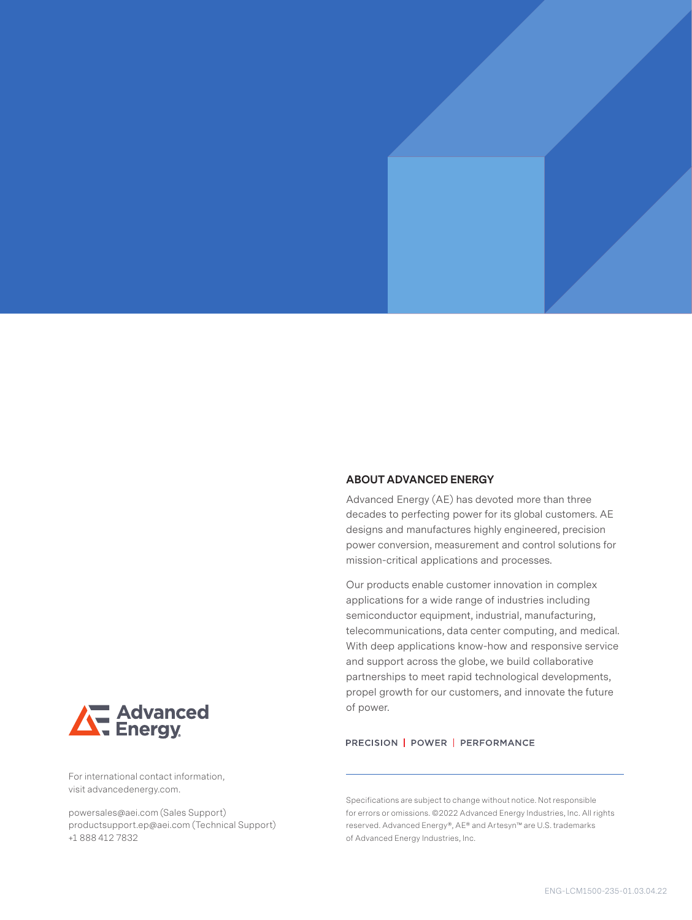## ABOUT ADVANCED ENERGY

Advanced Energy (AE) has devoted more than three decades to perfecting power for its global customers. AE designs and manufactures highly engineered, precision power conversion, measurement and control solutions for mission-critical applications and processes.

Our products enable customer innovation in complex applications for a wide range of industries including semiconductor equipment, industrial, manufacturing, telecommunications, data center computing, and medical. With deep applications know-how and responsive service and support across the globe, we build collaborative partnerships to meet rapid technological developments, propel growth for our customers, and innovate the future of power.

PRECISION | POWER | PERFORMANCE

Advanced Energy

For international contact information, visit advancedenergy.com.

powersales@aei.com (Sales Support)
productsupport.ep@aei.com (Technical Support)
+1 888 412 7832

Specifications are subject to change without notice. Not responsible for errors or omissions. ©2022 Advanced Energy Industries, Inc. All rights reserved. Advanced Energy®, AE® and Artesyn™ are U.S. trademarks of Advanced Energy Industries, Inc.

ENG-LCM1500-235-01.03.04.22